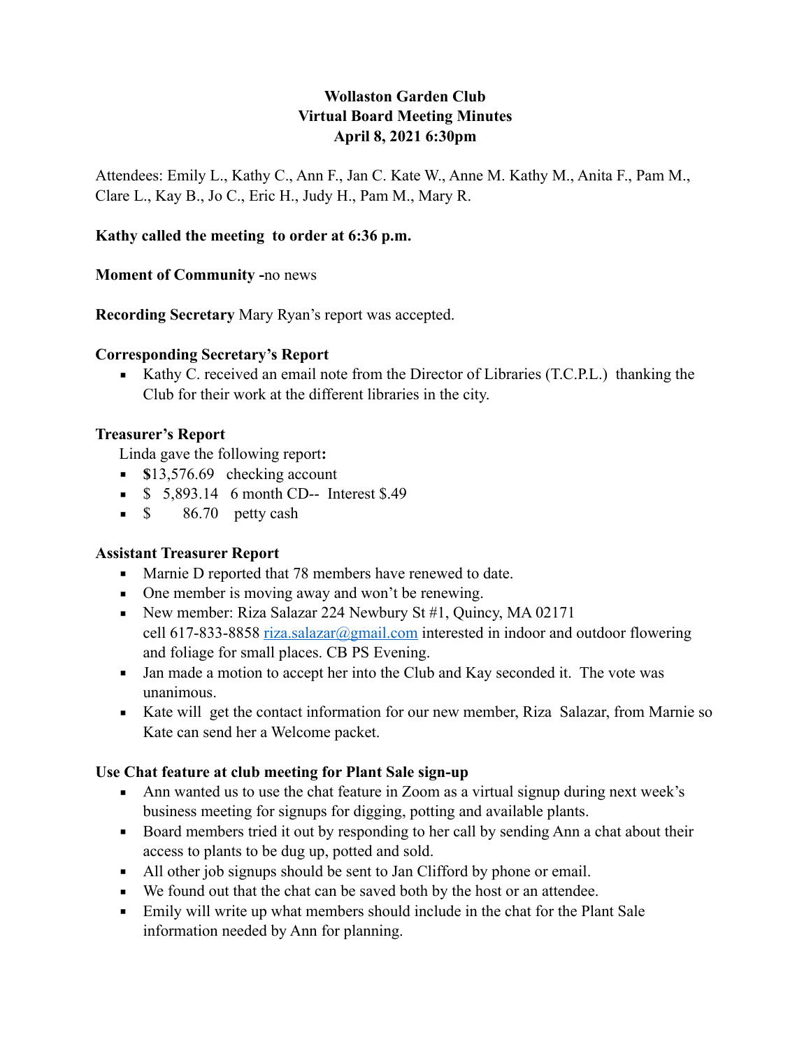**Wollaston Garden Club**
**Virtual Board Meeting Minutes**
**April 8, 2021 6:30pm**

Attendees: Emily L., Kathy C., Ann F., Jan C. Kate W., Anne M. Kathy M., Anita F., Pam M., Clare L., Kay B., Jo C., Eric H., Judy H., Pam M., Mary R.

**Kathy called the meeting to order at 6:36 p.m.**

**Moment of Community -**no news

**Recording Secretary** Mary Ryan's report was accepted.

### Corresponding Secretary's Report

- Kathy C. received an email note from the Director of Libraries (T.C.P.L.) thanking the Club for their work at the different libraries in the city.

### Treasurer's Report

Linda gave the following report**:**

- **$**13,576.69 checking account
- $ 5,893.14 6 month CD-- Interest $.49
- $ 86.70 petty cash

### Assistant Treasurer Report

- Marnie D reported that 78 members have renewed to date.
- One member is moving away and won't be renewing.
- New member: Riza Salazar 224 Newbury St #1, Quincy, MA 02171 cell 617-833-8858 riza.salazar@gmail.com interested in indoor and outdoor flowering and foliage for small places. CB PS Evening.
- Jan made a motion to accept her into the Club and Kay seconded it. The vote was unanimous.
- Kate will get the contact information for our new member, Riza Salazar, from Marnie so Kate can send her a Welcome packet.

### Use Chat feature at club meeting for Plant Sale sign-up

- Ann wanted us to use the chat feature in Zoom as a virtual signup during next week's business meeting for signups for digging, potting and available plants.
- Board members tried it out by responding to her call by sending Ann a chat about their access to plants to be dug up, potted and sold.
- All other job signups should be sent to Jan Clifford by phone or email.
- We found out that the chat can be saved both by the host or an attendee.
- Emily will write up what members should include in the chat for the Plant Sale information needed by Ann for planning.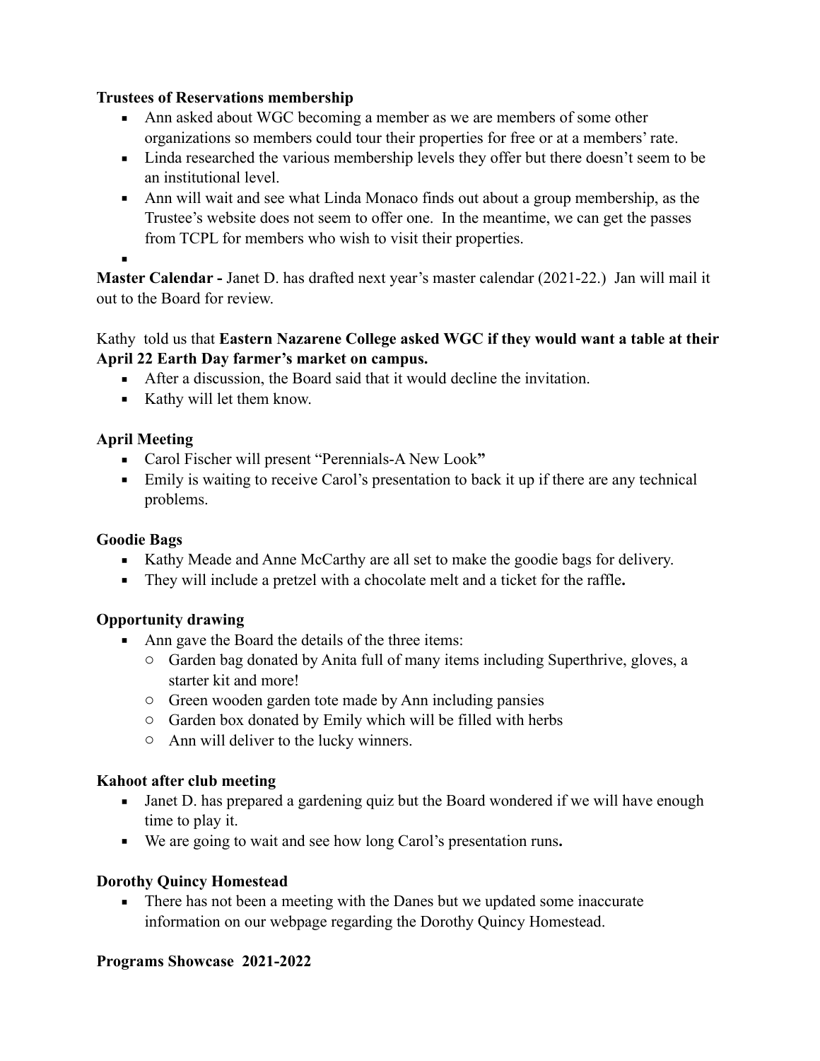**Trustees of Reservations membership**

- Ann asked about WGC becoming a member as we are members of some other organizations so members could tour their properties for free or at a members' rate.
- Linda researched the various membership levels they offer but there doesn't seem to be an institutional level.
- Ann will wait and see what Linda Monaco finds out about a group membership, as the Trustee's website does not seem to offer one. In the meantime, we can get the passes from TCPL for members who wish to visit their properties.
-

**Master Calendar -** Janet D. has drafted next year's master calendar (2021-22.) Jan will mail it out to the Board for review.

Kathy told us that **Eastern Nazarene College asked WGC if they would want a table at their April 22 Earth Day farmer's market on campus.**

- After a discussion, the Board said that it would decline the invitation.
- Kathy will let them know.

**April Meeting**

- Carol Fischer will present "Perennials-A New Look**"**
- Emily is waiting to receive Carol's presentation to back it up if there are any technical problems.

**Goodie Bags**

- Kathy Meade and Anne McCarthy are all set to make the goodie bags for delivery.
- They will include a pretzel with a chocolate melt and a ticket for the raffle**.**

**Opportunity drawing**

- Ann gave the Board the details of the three items:
  - Garden bag donated by Anita full of many items including Superthrive, gloves, a starter kit and more!
  - Green wooden garden tote made by Ann including pansies
  - Garden box donated by Emily which will be filled with herbs
  - Ann will deliver to the lucky winners.

**Kahoot after club meeting**

- Janet D. has prepared a gardening quiz but the Board wondered if we will have enough time to play it.
- We are going to wait and see how long Carol's presentation runs**.**

**Dorothy Quincy Homestead**

- There has not been a meeting with the Danes but we updated some inaccurate information on our webpage regarding the Dorothy Quincy Homestead.

**Programs Showcase 2021-2022**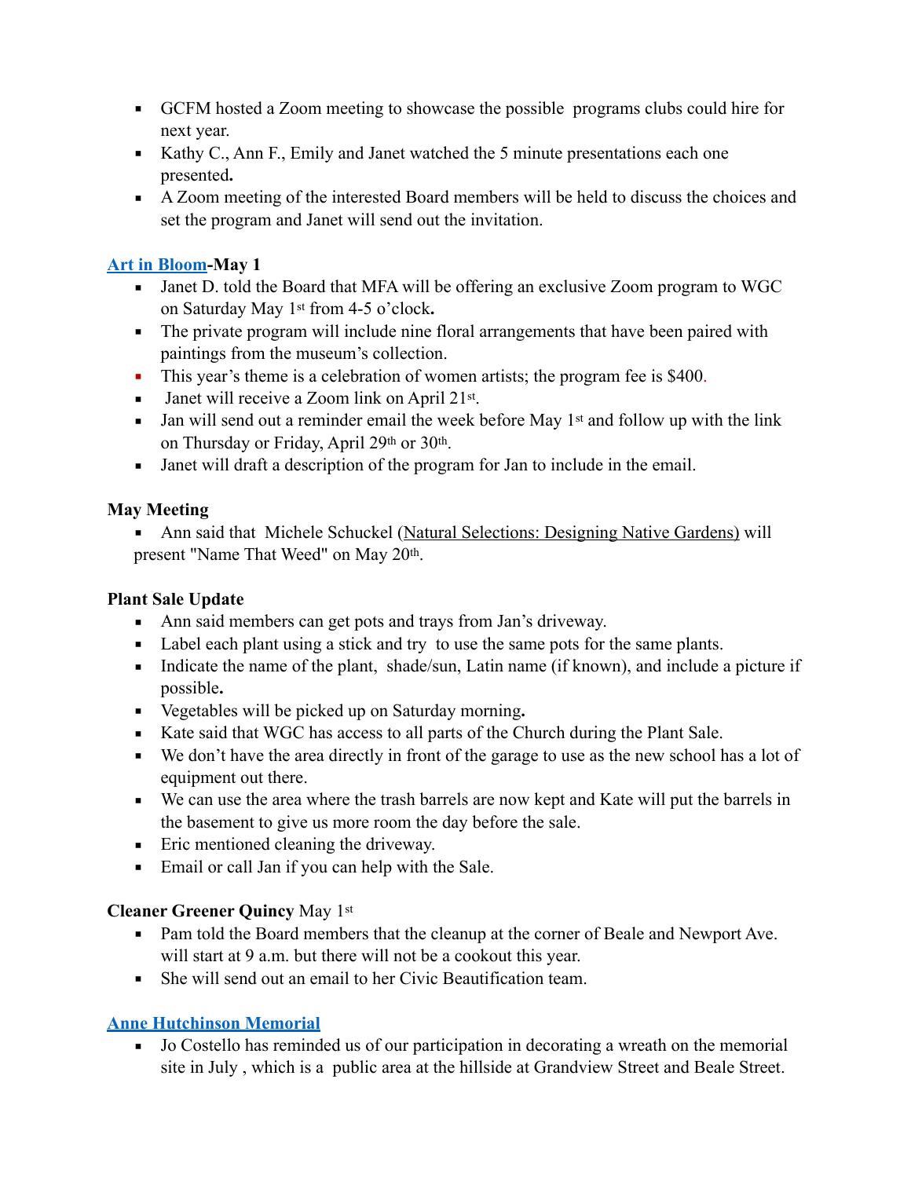- GCFM hosted a Zoom meeting to showcase the possible programs clubs could hire for next year.
- Kathy C., Ann F., Emily and Janet watched the 5 minute presentations each one presented**.**
- A Zoom meeting of the interested Board members will be held to discuss the choices and set the program and Janet will send out the invitation.

**[Art in Bloom](#)-May 1**

- Janet D. told the Board that MFA will be offering an exclusive Zoom program to WGC on Saturday May 1st from 4-5 o'clock**.**
- The private program will include nine floral arrangements that have been paired with paintings from the museum's collection.
- This year's theme is a celebration of women artists; the program fee is $400.
- Janet will receive a Zoom link on April 21st.
- Jan will send out a reminder email the week before May 1st and follow up with the link on Thursday or Friday, April 29th or 30th.
- Janet will draft a description of the program for Jan to include in the email.

**May Meeting**

- Ann said that Michele Schuckel (Natural Selections: Designing Native Gardens) will present "Name That Weed" on May 20th.

**Plant Sale Update**

- Ann said members can get pots and trays from Jan's driveway.
- Label each plant using a stick and try to use the same pots for the same plants.
- Indicate the name of the plant, shade/sun, Latin name (if known), and include a picture if possible**.**
- Vegetables will be picked up on Saturday morning**.**
- Kate said that WGC has access to all parts of the Church during the Plant Sale.
- We don't have the area directly in front of the garage to use as the new school has a lot of equipment out there.
- We can use the area where the trash barrels are now kept and Kate will put the barrels in the basement to give us more room the day before the sale.
- Eric mentioned cleaning the driveway.
- Email or call Jan if you can help with the Sale.

**Cleaner Greener Quincy** May 1st

- Pam told the Board members that the cleanup at the corner of Beale and Newport Ave. will start at 9 a.m. but there will not be a cookout this year.
- She will send out an email to her Civic Beautification team.

**[Anne Hutchinson Memorial](#)**

- Jo Costello has reminded us of our participation in decorating a wreath on the memorial site in July , which is a public area at the hillside at Grandview Street and Beale Street.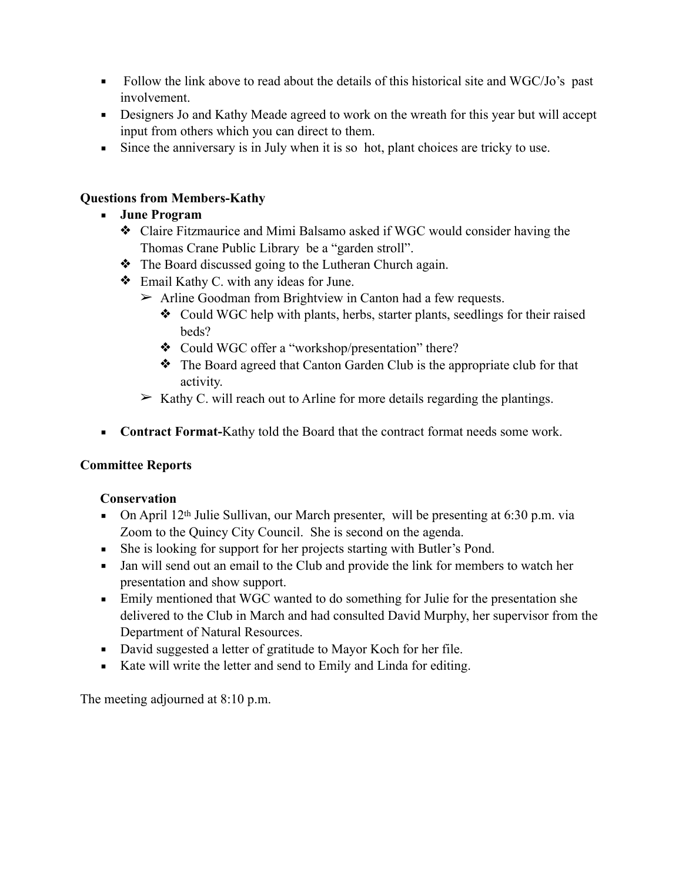- Follow the link above to read about the details of this historical site and WGC/Jo's past involvement.
- Designers Jo and Kathy Meade agreed to work on the wreath for this year but will accept input from others which you can direct to them.
- Since the anniversary is in July when it is so hot, plant choices are tricky to use.

**Questions from Members-Kathy**

- **June Program**
  - Claire Fitzmaurice and Mimi Balsamo asked if WGC would consider having the Thomas Crane Public Library be a "garden stroll".
  - The Board discussed going to the Lutheran Church again.
  - Email Kathy C. with any ideas for June.
    - Arline Goodman from Brightview in Canton had a few requests.
      - Could WGC help with plants, herbs, starter plants, seedlings for their raised beds?
      - Could WGC offer a "workshop/presentation" there?
      - The Board agreed that Canton Garden Club is the appropriate club for that activity.
    - Kathy C. will reach out to Arline for more details regarding the plantings.

- **Contract Format-**Kathy told the Board that the contract format needs some work.

**Committee Reports**

**Conservation**

- On April 12th Julie Sullivan, our March presenter, will be presenting at 6:30 p.m. via Zoom to the Quincy City Council. She is second on the agenda.
- She is looking for support for her projects starting with Butler's Pond.
- Jan will send out an email to the Club and provide the link for members to watch her presentation and show support.
- Emily mentioned that WGC wanted to do something for Julie for the presentation she delivered to the Club in March and had consulted David Murphy, her supervisor from the Department of Natural Resources.
- David suggested a letter of gratitude to Mayor Koch for her file.
- Kate will write the letter and send to Emily and Linda for editing.

The meeting adjourned at 8:10 p.m.